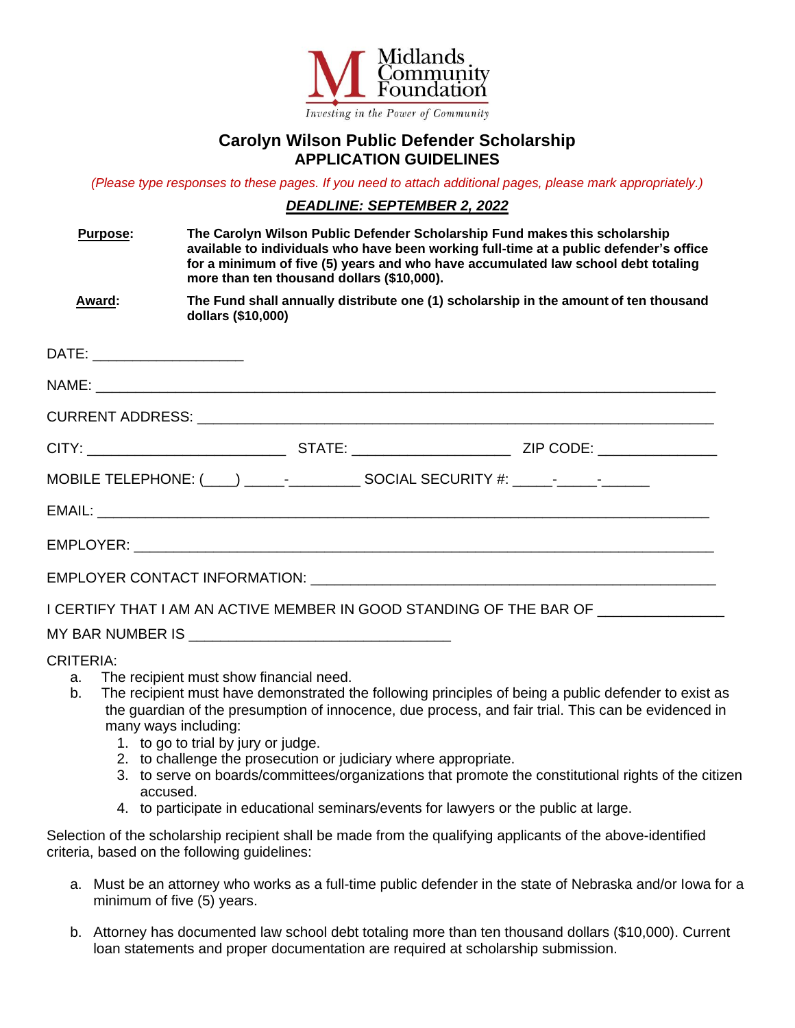Midlands Community Foundation

*Investing in the Power of Community*

# Carolyn Wilson Public Defender Scholarship
## APPLICATION GUIDELINES

*(Please type responses to these pages. If you need to attach additional pages, please mark appropriately.)*

***DEADLINE: SEPTEMBER 2, 2022***

**Purpose:** **The Carolyn Wilson Public Defender Scholarship Fund makes this scholarship available to individuals who have been working full-time at a public defender's office for a minimum of five (5) years and who have accumulated law school debt totaling more than ten thousand dollars ($10,000).**

**Award:** **The Fund shall annually distribute one (1) scholarship in the amount of ten thousand dollars ($10,000)**

DATE: ____________________

NAME: ______________________________________________________________________

CURRENT ADDRESS: ____________________________________________________________

CITY: __________________________ STATE: ____________________ ZIP CODE: _______________

MOBILE TELEPHONE: (____) _____-_________ SOCIAL SECURITY #: _____-_____-______

EMAIL: ______________________________________________________________________

EMPLOYER: ___________________________________________________________________

EMPLOYER CONTACT INFORMATION: ______________________________________________

I CERTIFY THAT I AM AN ACTIVE MEMBER IN GOOD STANDING OF THE BAR OF _______________

MY BAR NUMBER IS ________________________________

CRITERIA:

a. The recipient must show financial need.
b. The recipient must have demonstrated the following principles of being a public defender to exist as the guardian of the presumption of innocence, due process, and fair trial. This can be evidenced in many ways including:
   1. to go to trial by jury or judge.
   2. to challenge the prosecution or judiciary where appropriate.
   3. to serve on boards/committees/organizations that promote the constitutional rights of the citizen accused.
   4. to participate in educational seminars/events for lawyers or the public at large.

Selection of the scholarship recipient shall be made from the qualifying applicants of the above-identified criteria, based on the following guidelines:

a. Must be an attorney who works as a full-time public defender in the state of Nebraska and/or Iowa for a minimum of five (5) years.

b. Attorney has documented law school debt totaling more than ten thousand dollars ($10,000). Current loan statements and proper documentation are required at scholarship submission.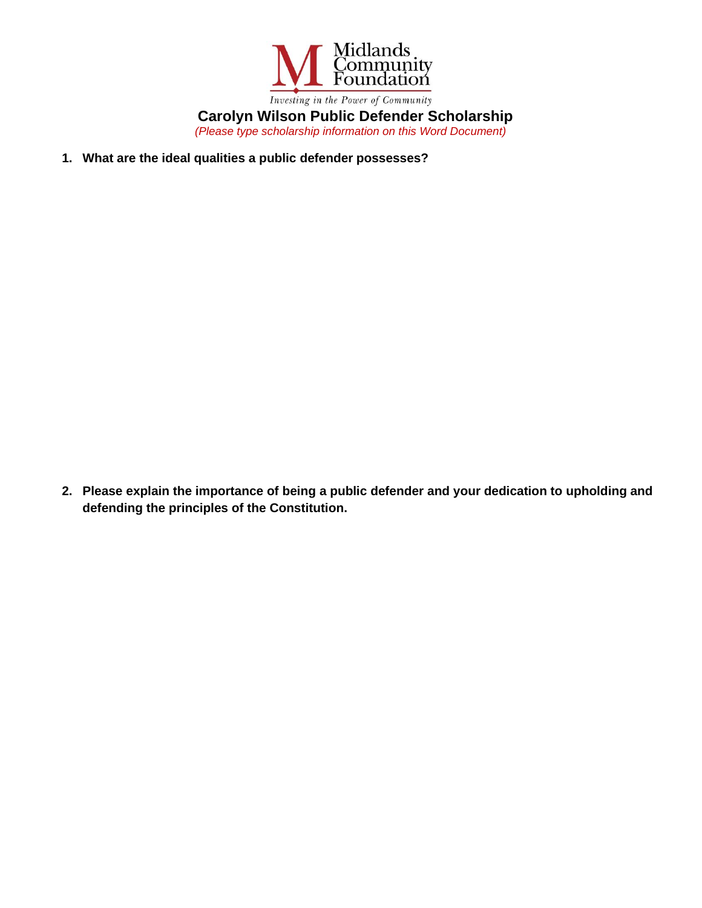Midlands Community Foundation

*Investing in the Power of Community*

# Carolyn Wilson Public Defender Scholarship

*(Please type scholarship information on this Word Document)*

1. **What are the ideal qualities a public defender possesses?**

2. **Please explain the importance of being a public defender and your dedication to upholding and defending the principles of the Constitution.**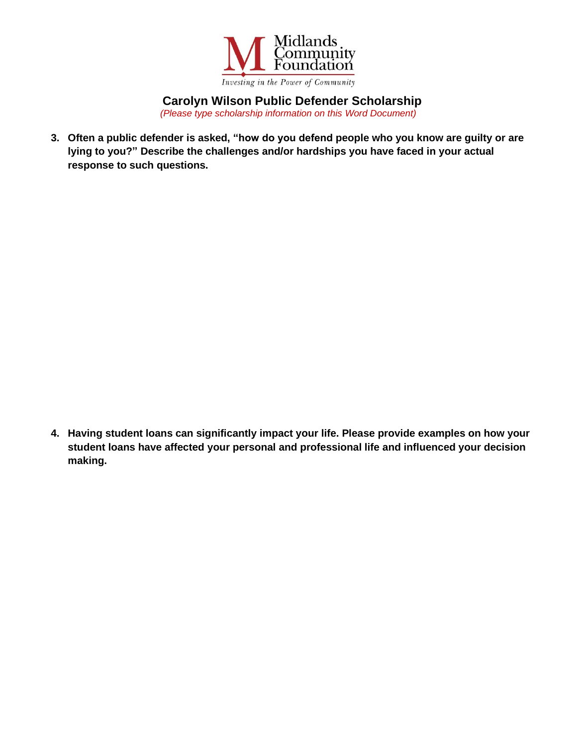Midlands Community Foundation

*Investing in the Power of Community*

# Carolyn Wilson Public Defender Scholarship

*(Please type scholarship information on this Word Document)*

3. **Often a public defender is asked, "how do you defend people who you know are guilty or are lying to you?" Describe the challenges and/or hardships you have faced in your actual response to such questions.**

4. **Having student loans can significantly impact your life. Please provide examples on how your student loans have affected your personal and professional life and influenced your decision making.**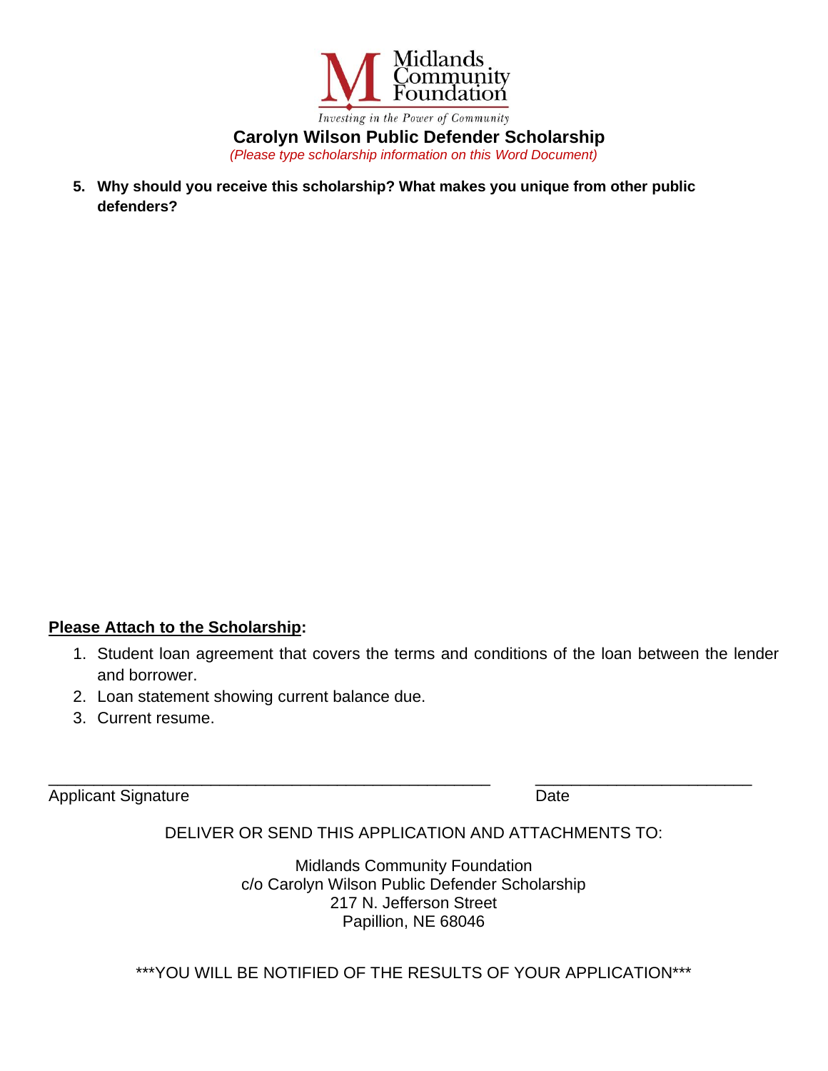Midlands Community Foundation

*Investing in the Power of Community*

## Carolyn Wilson Public Defender Scholarship

*(Please type scholarship information on this Word Document)*

5. **Why should you receive this scholarship? What makes you unique from other public defenders?**

**Please Attach to the Scholarship:**

1. Student loan agreement that covers the terms and conditions of the loan between the lender and borrower.
2. Loan statement showing current balance due.
3. Current resume.

\_\_\_\_\_\_\_\_\_\_\_\_\_\_\_\_\_\_\_\_\_\_\_\_\_\_\_\_\_\_\_\_\_\_\_\_\_\_\_\_\_\_\_\_\_\_\_\_\_\_\_\_ \_\_\_\_\_\_\_\_\_\_\_\_\_\_\_\_\_\_\_\_\_\_\_\_\_\_

Applicant Signature Date

DELIVER OR SEND THIS APPLICATION AND ATTACHMENTS TO:

Midlands Community Foundation
c/o Carolyn Wilson Public Defender Scholarship
217 N. Jefferson Street
Papillion, NE 68046

\*\*\*YOU WILL BE NOTIFIED OF THE RESULTS OF YOUR APPLICATION\*\*\*